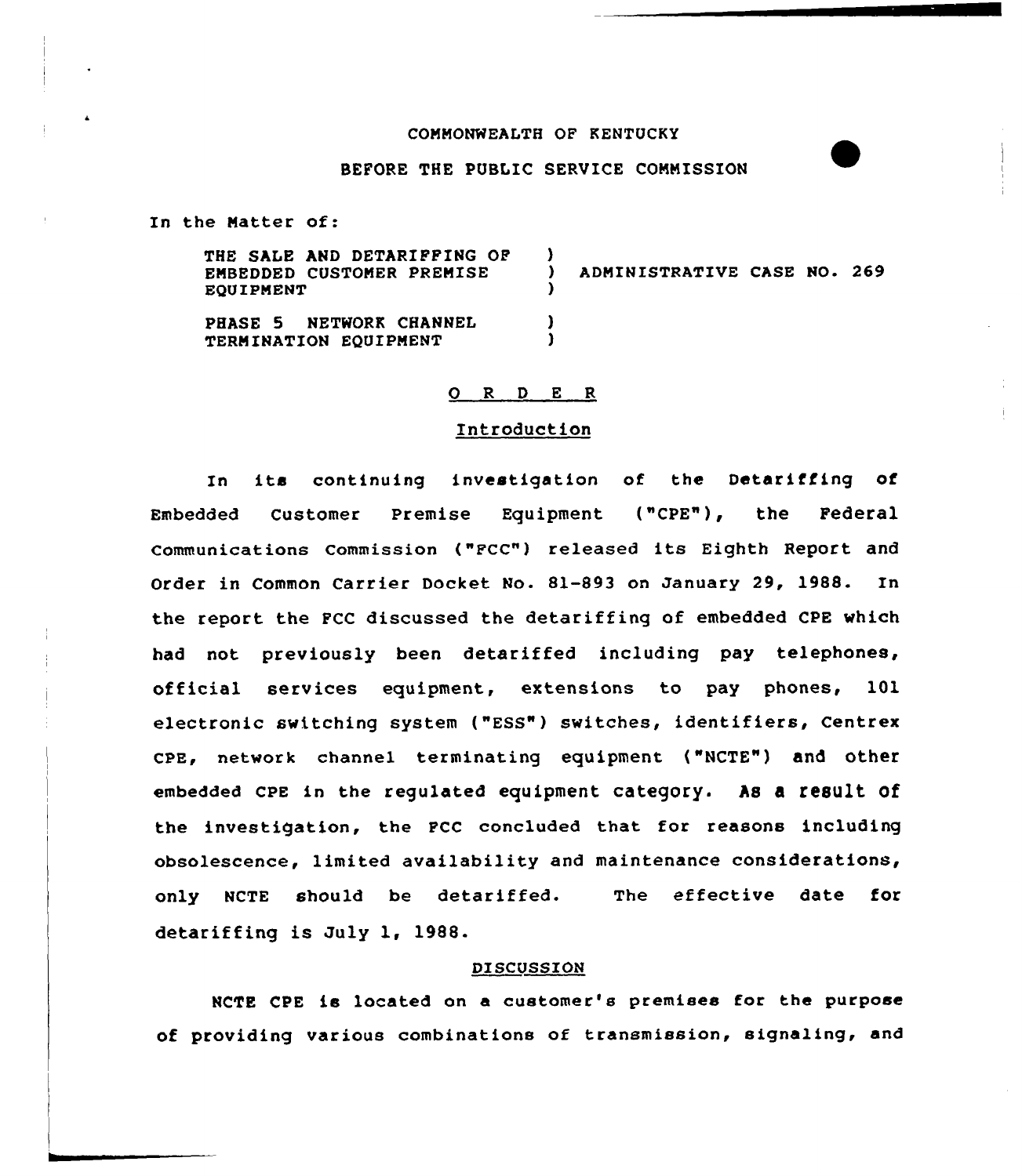COMMONWEALTH OF KENTUCKY

BEFORE THE PUBLIC SERVICE COMMISSION

In the Matter of:

THE SALE AND DETARIFFING OF EMBEDDED CUSTOMER PREMISE EQUIPMENT ) ADMINISTRATIVE CASE NO. 269

PHASE 5 NETWORK CHANNEL TERMINATION EQUIPMENT

## O R D E R

### Introduction

In its continuing investigation of the Detariffing of Embedded Customer Premise Equipment ("CPE"), the Federal Communications Commission ("FCC") released its Eighth Report and Order in Common Carrier Docket No. 81-893 on January 29, 1988. In the report the FCC discussed the detariffing of embedded CPE which had not previously been detariffed including pay telephones, official services equipment, extensions to pay phones, 101 electronic switching system ("ESS") switches, identifiers, Centrex CPE, network channel terminating equipment ("NCTE") and other embedded CPE in the regulated equipment category. As a result of the investigation, the FCC concluded that for reasons including obsolescence, limited availability and maintenance considerations, only NCTE should be detariffed. The effective date for detariffing is July 1, 1988.

### DISCUSSION

NCTE CPE is located on a customer's premises for the purpose of providing various combinations of transmission, signaling, and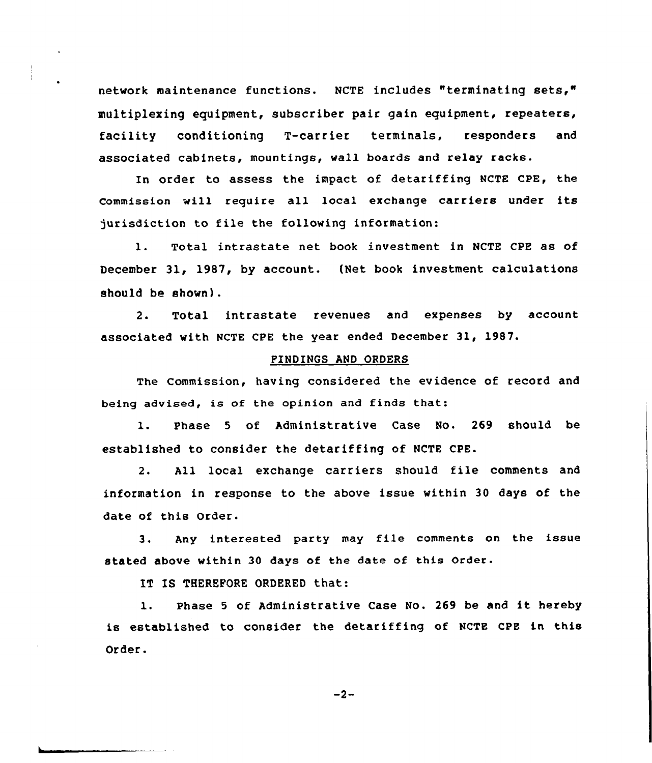network maintenance functions. NCTE includes "terminating sets," multiplexing equipment, subscriber pair gain equipment, repeaters, facility conditioning T-carrier terminals, responders and associated cabinets, mountings, wall boards and relay racks.

In order to assess the impact of detariffing NCTE CPE, the Commission will require all local exchange carriers under its jurisdiction to file the following information:

1. Total intrastate net book investment in NCTE CPE as of December 31, 1987, by account. (Net book investment calculations should be shown).

2. Total intrastate revenues and expenses by account associated with NCTE CPE the year ended December 31, 1987.

## FINDINGS AND ORDERS

The Commission, having considered the evidence of record and being advised, is of the opinion and finds that:

1. Phase 5 of Administrative Case No. 269 should be established to consider the detariffing of NCTE CPE.

2. All local exchange carriers should file comments and information in response to the above issue within 30 days of the date of this Order.

3. Any interested party may file comments on the issue stated above within 30 days of the date of this Order.

IT IS THEREFORE ORDERED that:

1. Phase 5 of Administrative Case No. 269 be and it hereby is established to consider the detariffing of NCTE CPE in this Order.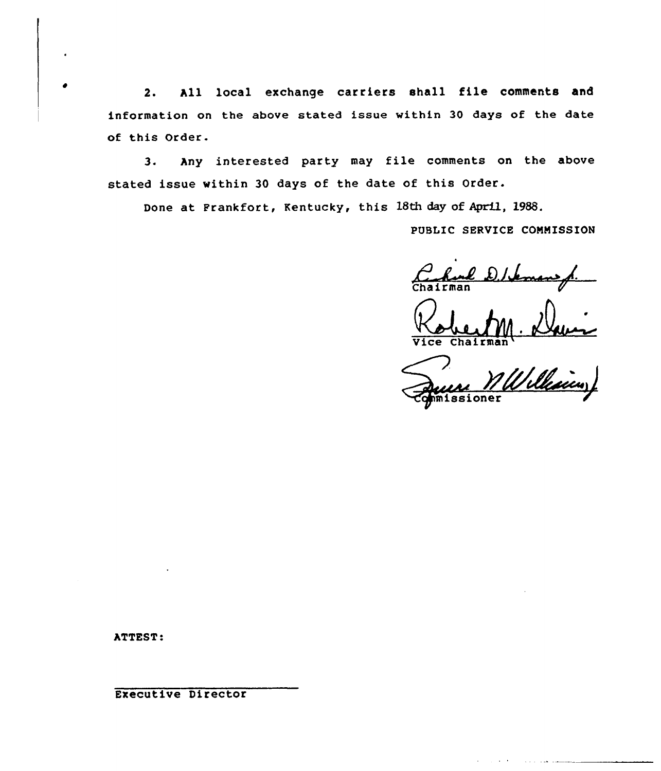2. All local exchange carriers shall file comments and information on the above stated issue within 30 days of the date of this Order.

3. Any interested party may file comments on the above stated issue within 30 days of the date of this Order.

Done at Frankfort, Kentucky, this 18th day of April, 1988.

PUBLIC SERVICE COMMISSION

Chairman

Vice Chairman

Commissioner

ATTEST:

Executive Director